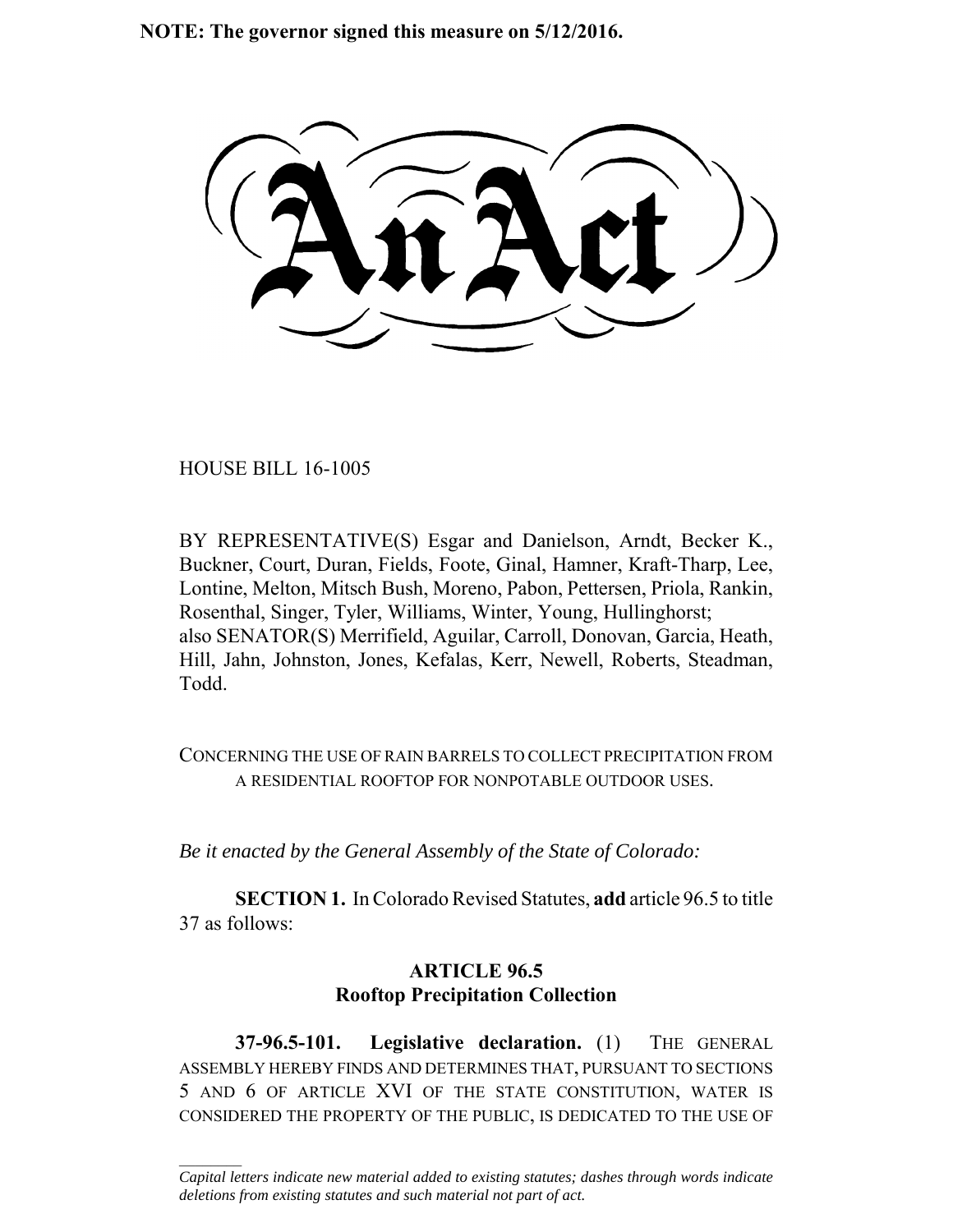**NOTE: The governor signed this measure on 5/12/2016.**

# An Act

HOUSE BILL 16-1005

BY REPRESENTATIVE(S) Esgar and Danielson, Arndt, Becker K., Buckner, Court, Duran, Fields, Foote, Ginal, Hamner, Kraft-Tharp, Lee, Lontine, Melton, Mitsch Bush, Moreno, Pabon, Pettersen, Priola, Rankin, Rosenthal, Singer, Tyler, Williams, Winter, Young, Hullinghorst; also SENATOR(S) Merrifield, Aguilar, Carroll, Donovan, Garcia, Heath, Hill, Jahn, Johnston, Jones, Kefalas, Kerr, Newell, Roberts, Steadman, Todd.

CONCERNING THE USE OF RAIN BARRELS TO COLLECT PRECIPITATION FROM A RESIDENTIAL ROOFTOP FOR NONPOTABLE OUTDOOR USES.

*Be it enacted by the General Assembly of the State of Colorado:*

**SECTION 1.** In Colorado Revised Statutes, **add** article 96.5 to title 37 as follows:

## ARTICLE 96.5
## Rooftop Precipitation Collection

**37-96.5-101. Legislative declaration.** (1) THE GENERAL ASSEMBLY HEREBY FINDS AND DETERMINES THAT, PURSUANT TO SECTIONS 5 AND 6 OF ARTICLE XVI OF THE STATE CONSTITUTION, WATER IS CONSIDERED THE PROPERTY OF THE PUBLIC, IS DEDICATED TO THE USE OF

---

*Capital letters indicate new material added to existing statutes; dashes through words indicate deletions from existing statutes and such material not part of act.*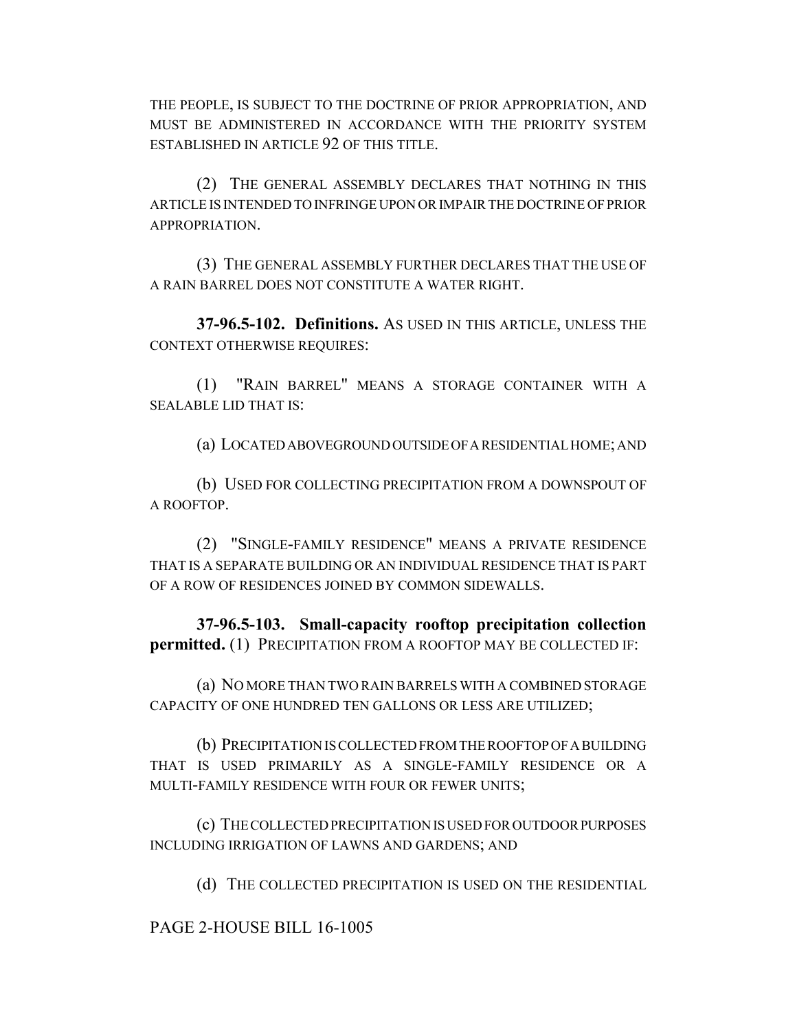THE PEOPLE, IS SUBJECT TO THE DOCTRINE OF PRIOR APPROPRIATION, AND MUST BE ADMINISTERED IN ACCORDANCE WITH THE PRIORITY SYSTEM ESTABLISHED IN ARTICLE 92 OF THIS TITLE.

(2) THE GENERAL ASSEMBLY DECLARES THAT NOTHING IN THIS ARTICLE IS INTENDED TO INFRINGE UPON OR IMPAIR THE DOCTRINE OF PRIOR APPROPRIATION.

(3) THE GENERAL ASSEMBLY FURTHER DECLARES THAT THE USE OF A RAIN BARREL DOES NOT CONSTITUTE A WATER RIGHT.

**37-96.5-102. Definitions.** AS USED IN THIS ARTICLE, UNLESS THE CONTEXT OTHERWISE REQUIRES:

(1) "RAIN BARREL" MEANS A STORAGE CONTAINER WITH A SEALABLE LID THAT IS:

(a) LOCATED ABOVEGROUND OUTSIDE OF A RESIDENTIAL HOME; AND

(b) USED FOR COLLECTING PRECIPITATION FROM A DOWNSPOUT OF A ROOFTOP.

(2) "SINGLE-FAMILY RESIDENCE" MEANS A PRIVATE RESIDENCE THAT IS A SEPARATE BUILDING OR AN INDIVIDUAL RESIDENCE THAT IS PART OF A ROW OF RESIDENCES JOINED BY COMMON SIDEWALLS.

**37-96.5-103. Small-capacity rooftop precipitation collection permitted.** (1) PRECIPITATION FROM A ROOFTOP MAY BE COLLECTED IF:

(a) NO MORE THAN TWO RAIN BARRELS WITH A COMBINED STORAGE CAPACITY OF ONE HUNDRED TEN GALLONS OR LESS ARE UTILIZED;

(b) PRECIPITATION IS COLLECTED FROM THE ROOFTOP OF A BUILDING THAT IS USED PRIMARILY AS A SINGLE-FAMILY RESIDENCE OR A MULTI-FAMILY RESIDENCE WITH FOUR OR FEWER UNITS;

(c) THE COLLECTED PRECIPITATION IS USED FOR OUTDOOR PURPOSES INCLUDING IRRIGATION OF LAWNS AND GARDENS; AND

(d) THE COLLECTED PRECIPITATION IS USED ON THE RESIDENTIAL

PAGE 2-HOUSE BILL 16-1005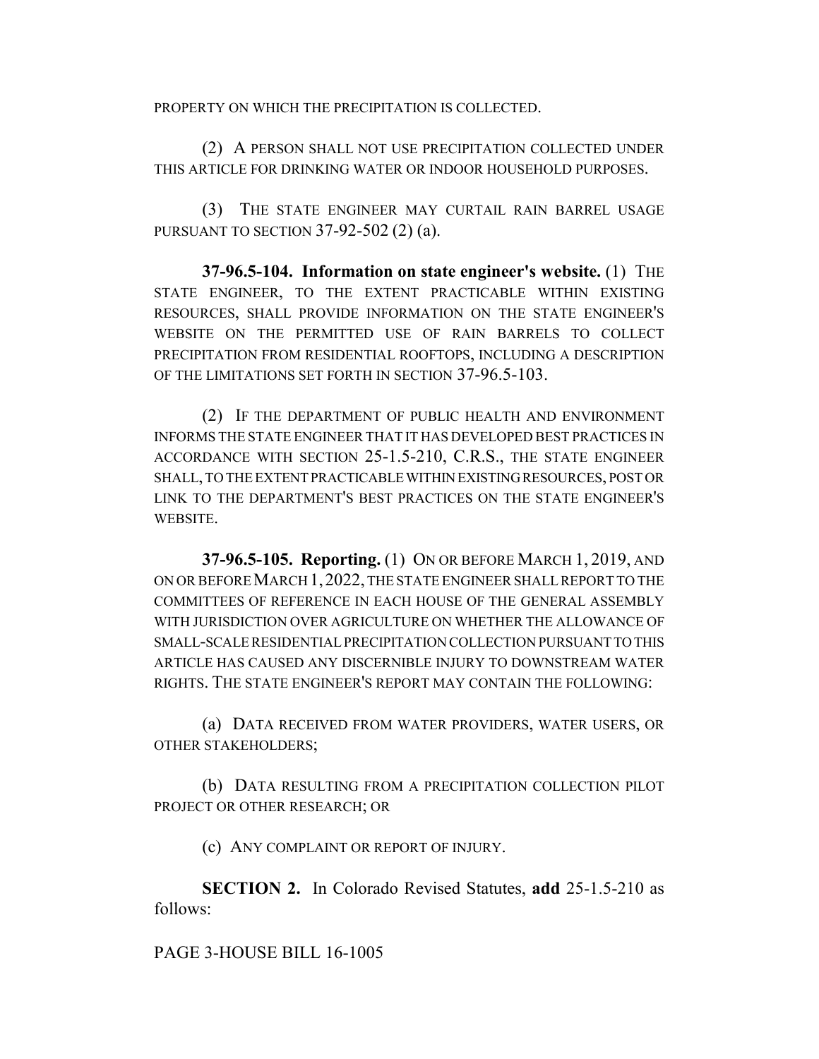PROPERTY ON WHICH THE PRECIPITATION IS COLLECTED.

(2) A PERSON SHALL NOT USE PRECIPITATION COLLECTED UNDER THIS ARTICLE FOR DRINKING WATER OR INDOOR HOUSEHOLD PURPOSES.

(3) THE STATE ENGINEER MAY CURTAIL RAIN BARREL USAGE PURSUANT TO SECTION 37-92-502 (2) (a).

**37-96.5-104. Information on state engineer's website.** (1) THE STATE ENGINEER, TO THE EXTENT PRACTICABLE WITHIN EXISTING RESOURCES, SHALL PROVIDE INFORMATION ON THE STATE ENGINEER'S WEBSITE ON THE PERMITTED USE OF RAIN BARRELS TO COLLECT PRECIPITATION FROM RESIDENTIAL ROOFTOPS, INCLUDING A DESCRIPTION OF THE LIMITATIONS SET FORTH IN SECTION 37-96.5-103.

(2) IF THE DEPARTMENT OF PUBLIC HEALTH AND ENVIRONMENT INFORMS THE STATE ENGINEER THAT IT HAS DEVELOPED BEST PRACTICES IN ACCORDANCE WITH SECTION 25-1.5-210, C.R.S., THE STATE ENGINEER SHALL, TO THE EXTENT PRACTICABLE WITHIN EXISTING RESOURCES, POST OR LINK TO THE DEPARTMENT'S BEST PRACTICES ON THE STATE ENGINEER'S WEBSITE.

**37-96.5-105. Reporting.** (1) ON OR BEFORE MARCH 1, 2019, AND ON OR BEFORE MARCH 1, 2022, THE STATE ENGINEER SHALL REPORT TO THE COMMITTEES OF REFERENCE IN EACH HOUSE OF THE GENERAL ASSEMBLY WITH JURISDICTION OVER AGRICULTURE ON WHETHER THE ALLOWANCE OF SMALL-SCALE RESIDENTIAL PRECIPITATION COLLECTION PURSUANT TO THIS ARTICLE HAS CAUSED ANY DISCERNIBLE INJURY TO DOWNSTREAM WATER RIGHTS. THE STATE ENGINEER'S REPORT MAY CONTAIN THE FOLLOWING:

(a) DATA RECEIVED FROM WATER PROVIDERS, WATER USERS, OR OTHER STAKEHOLDERS;

(b) DATA RESULTING FROM A PRECIPITATION COLLECTION PILOT PROJECT OR OTHER RESEARCH; OR

(c) ANY COMPLAINT OR REPORT OF INJURY.

**SECTION 2.** In Colorado Revised Statutes, **add** 25-1.5-210 as follows: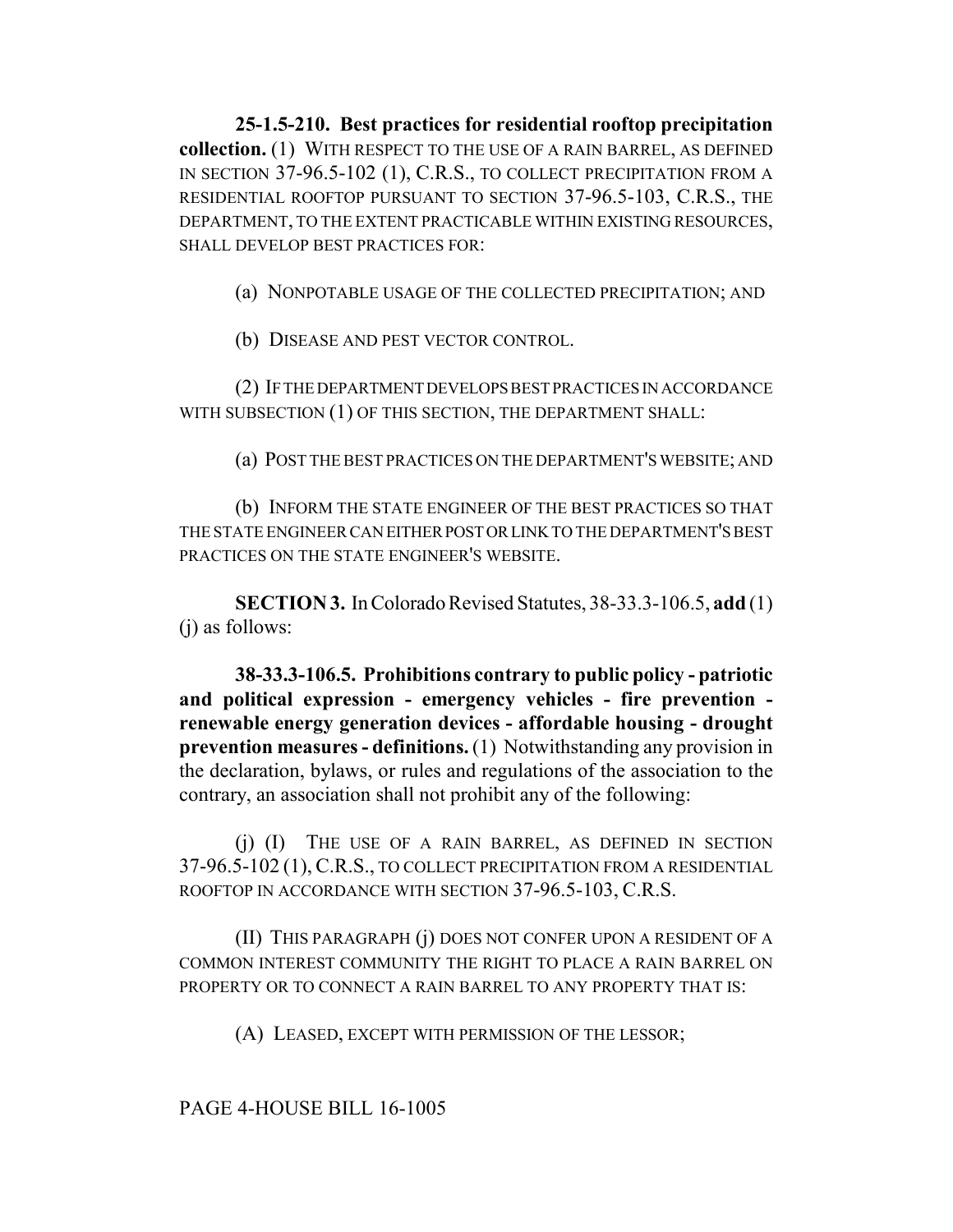**25-1.5-210. Best practices for residential rooftop precipitation collection.** (1) WITH RESPECT TO THE USE OF A RAIN BARREL, AS DEFINED IN SECTION 37-96.5-102 (1), C.R.S., TO COLLECT PRECIPITATION FROM A RESIDENTIAL ROOFTOP PURSUANT TO SECTION 37-96.5-103, C.R.S., THE DEPARTMENT, TO THE EXTENT PRACTICABLE WITHIN EXISTING RESOURCES, SHALL DEVELOP BEST PRACTICES FOR:

(a) NONPOTABLE USAGE OF THE COLLECTED PRECIPITATION; AND

(b) DISEASE AND PEST VECTOR CONTROL.

(2) IF THE DEPARTMENT DEVELOPS BEST PRACTICES IN ACCORDANCE WITH SUBSECTION (1) OF THIS SECTION, THE DEPARTMENT SHALL:

(a) POST THE BEST PRACTICES ON THE DEPARTMENT'S WEBSITE; AND

(b) INFORM THE STATE ENGINEER OF THE BEST PRACTICES SO THAT THE STATE ENGINEER CAN EITHER POST OR LINK TO THE DEPARTMENT'S BEST PRACTICES ON THE STATE ENGINEER'S WEBSITE.

**SECTION 3.** In Colorado Revised Statutes, 38-33.3-106.5, **add** (1) (j) as follows:

**38-33.3-106.5. Prohibitions contrary to public policy - patriotic and political expression - emergency vehicles - fire prevention - renewable energy generation devices - affordable housing - drought prevention measures - definitions.** (1) Notwithstanding any provision in the declaration, bylaws, or rules and regulations of the association to the contrary, an association shall not prohibit any of the following:

(j) (I) THE USE OF A RAIN BARREL, AS DEFINED IN SECTION 37-96.5-102 (1), C.R.S., TO COLLECT PRECIPITATION FROM A RESIDENTIAL ROOFTOP IN ACCORDANCE WITH SECTION 37-96.5-103, C.R.S.

(II) THIS PARAGRAPH (j) DOES NOT CONFER UPON A RESIDENT OF A COMMON INTEREST COMMUNITY THE RIGHT TO PLACE A RAIN BARREL ON PROPERTY OR TO CONNECT A RAIN BARREL TO ANY PROPERTY THAT IS:

(A) LEASED, EXCEPT WITH PERMISSION OF THE LESSOR;

PAGE 4-HOUSE BILL 16-1005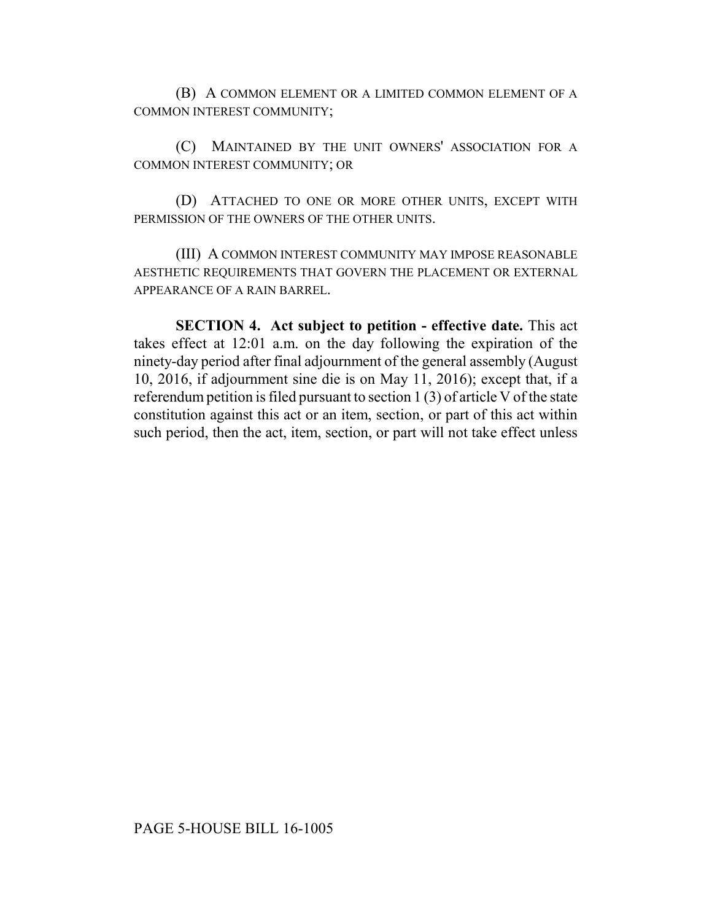(B) A COMMON ELEMENT OR A LIMITED COMMON ELEMENT OF A COMMON INTEREST COMMUNITY;

(C) MAINTAINED BY THE UNIT OWNERS' ASSOCIATION FOR A COMMON INTEREST COMMUNITY; OR

(D) ATTACHED TO ONE OR MORE OTHER UNITS, EXCEPT WITH PERMISSION OF THE OWNERS OF THE OTHER UNITS.

(III) A COMMON INTEREST COMMUNITY MAY IMPOSE REASONABLE AESTHETIC REQUIREMENTS THAT GOVERN THE PLACEMENT OR EXTERNAL APPEARANCE OF A RAIN BARREL.

**SECTION 4. Act subject to petition - effective date.** This act takes effect at 12:01 a.m. on the day following the expiration of the ninety-day period after final adjournment of the general assembly (August 10, 2016, if adjournment sine die is on May 11, 2016); except that, if a referendum petition is filed pursuant to section 1 (3) of article V of the state constitution against this act or an item, section, or part of this act within such period, then the act, item, section, or part will not take effect unless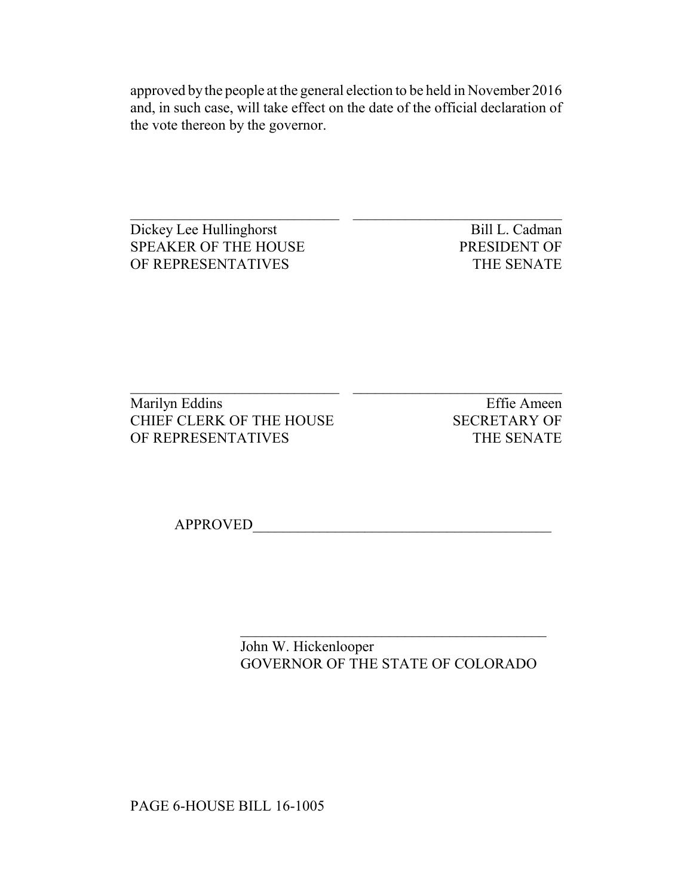approved by the people at the general election to be held in November 2016 and, in such case, will take effect on the date of the official declaration of the vote thereon by the governor.

\_\_\_\_\_\_\_\_\_\_\_\_\_\_\_\_\_\_\_\_\_\_\_\_\_\_\_\_
Dickey Lee Hullinghorst
SPEAKER OF THE HOUSE
OF REPRESENTATIVES

\_\_\_\_\_\_\_\_\_\_\_\_\_\_\_\_\_\_\_\_\_\_\_\_\_\_\_\_
Bill L. Cadman
PRESIDENT OF
THE SENATE

\_\_\_\_\_\_\_\_\_\_\_\_\_\_\_\_\_\_\_\_\_\_\_\_\_\_\_\_
Marilyn Eddins
CHIEF CLERK OF THE HOUSE
OF REPRESENTATIVES

\_\_\_\_\_\_\_\_\_\_\_\_\_\_\_\_\_\_\_\_\_\_\_\_\_\_\_\_
Effie Ameen
SECRETARY OF
THE SENATE

APPROVED\_\_\_\_\_\_\_\_\_\_\_\_\_\_\_\_\_\_\_\_\_\_\_\_\_\_\_\_\_\_\_\_\_\_\_\_\_\_\_\_

\_\_\_\_\_\_\_\_\_\_\_\_\_\_\_\_\_\_\_\_\_\_\_\_\_\_\_\_\_\_\_\_\_\_\_\_\_\_\_\_
John W. Hickenlooper
GOVERNOR OF THE STATE OF COLORADO

PAGE 6-HOUSE BILL 16-1005